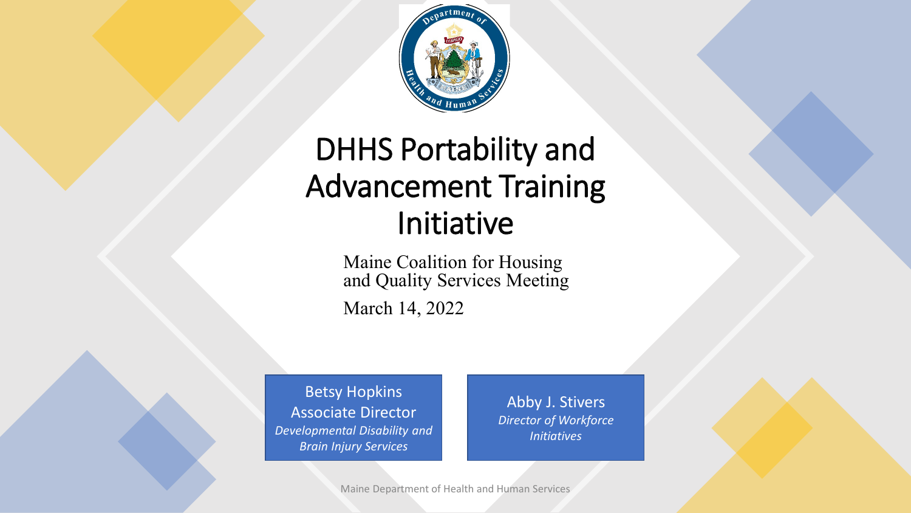# DHHS Portability and Advancement Training Initiative

Maine Coalition for Housing and Quality Services Meeting

March 14, 2022

Betsy Hopkins
Associate Director
*Developmental Disability and Brain Injury Services*

Abby J. Stivers
*Director of Workforce Initiatives*

Maine Department of Health and Human Services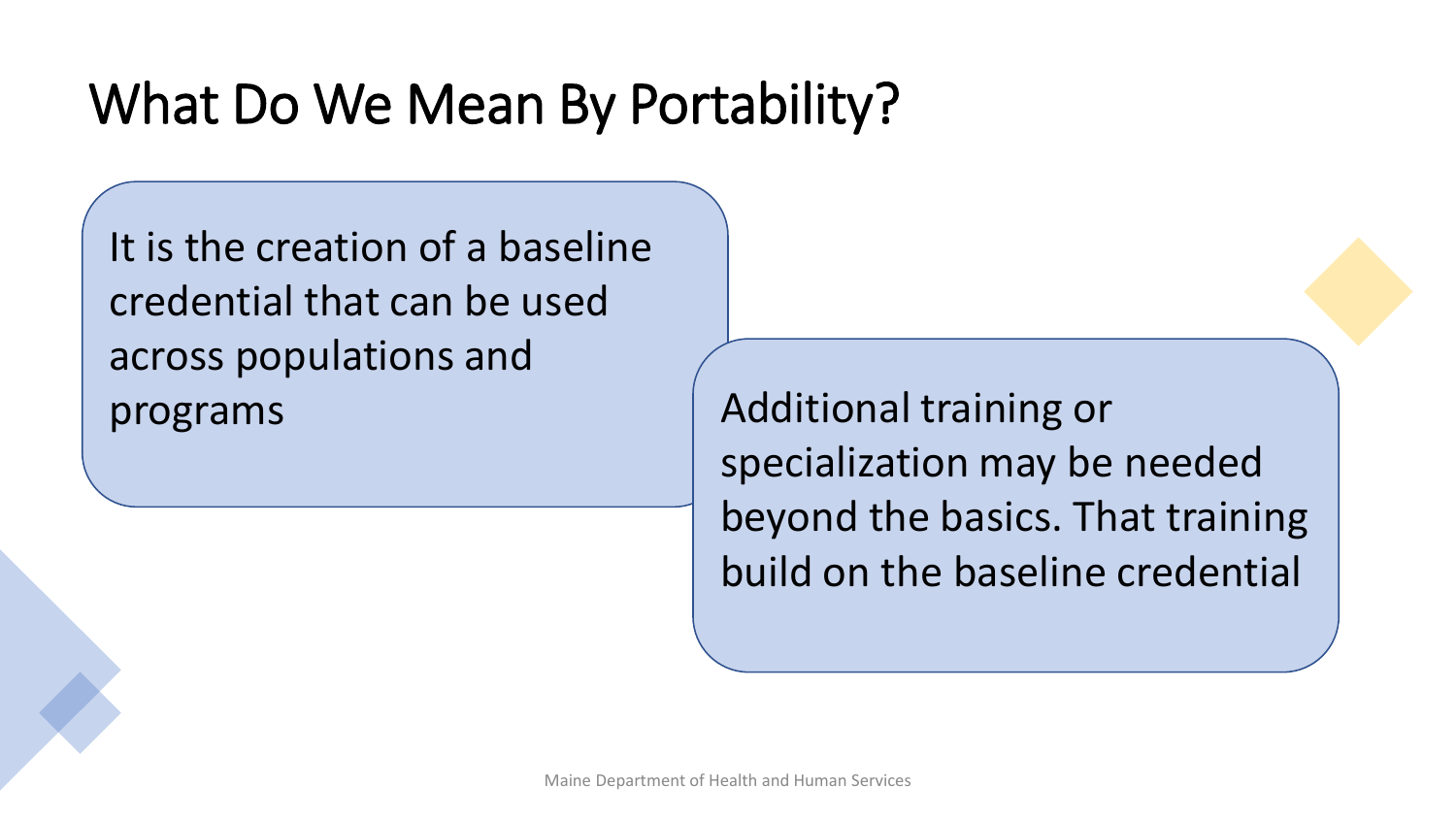# What Do We Mean By Portability?

It is the creation of a baseline credential that can be used across populations and programs

Additional training or specialization may be needed beyond the basics. That training build on the baseline credential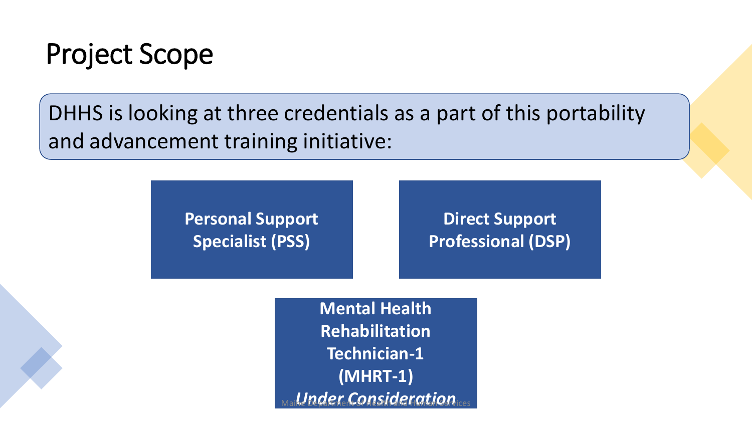# Project Scope

DHHS is looking at three credentials as a part of this portability and advancement training initiative:

- **Personal Support Specialist (PSS)**
- **Direct Support Professional (DSP)**
- **Mental Health Rehabilitation Technician-1 (MHRT-1)** ***Under Consideration***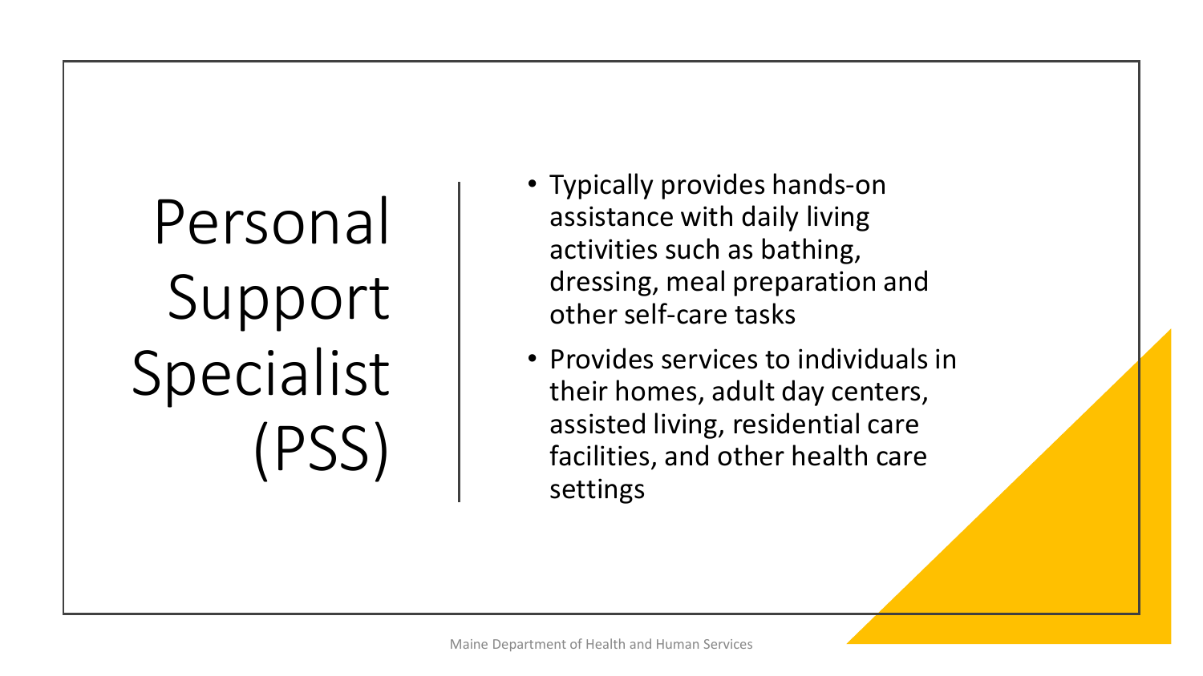# Personal Support Specialist (PSS)

- Typically provides hands-on assistance with daily living activities such as bathing, dressing, meal preparation and other self-care tasks
- Provides services to individuals in their homes, adult day centers, assisted living, residential care facilities, and other health care settings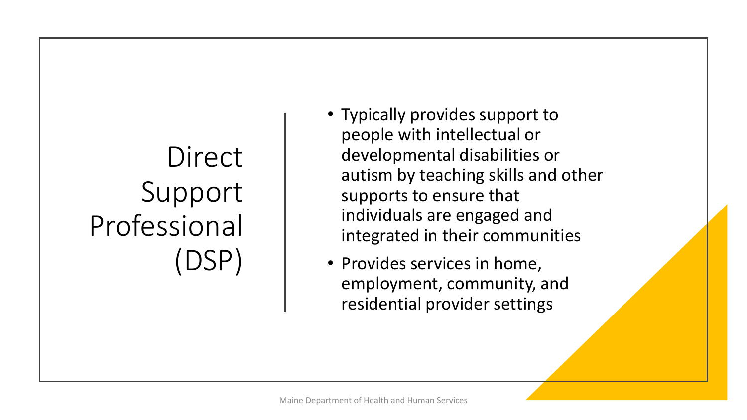# Direct Support Professional (DSP)

- Typically provides support to people with intellectual or developmental disabilities or autism by teaching skills and other supports to ensure that individuals are engaged and integrated in their communities
- Provides services in home, employment, community, and residential provider settings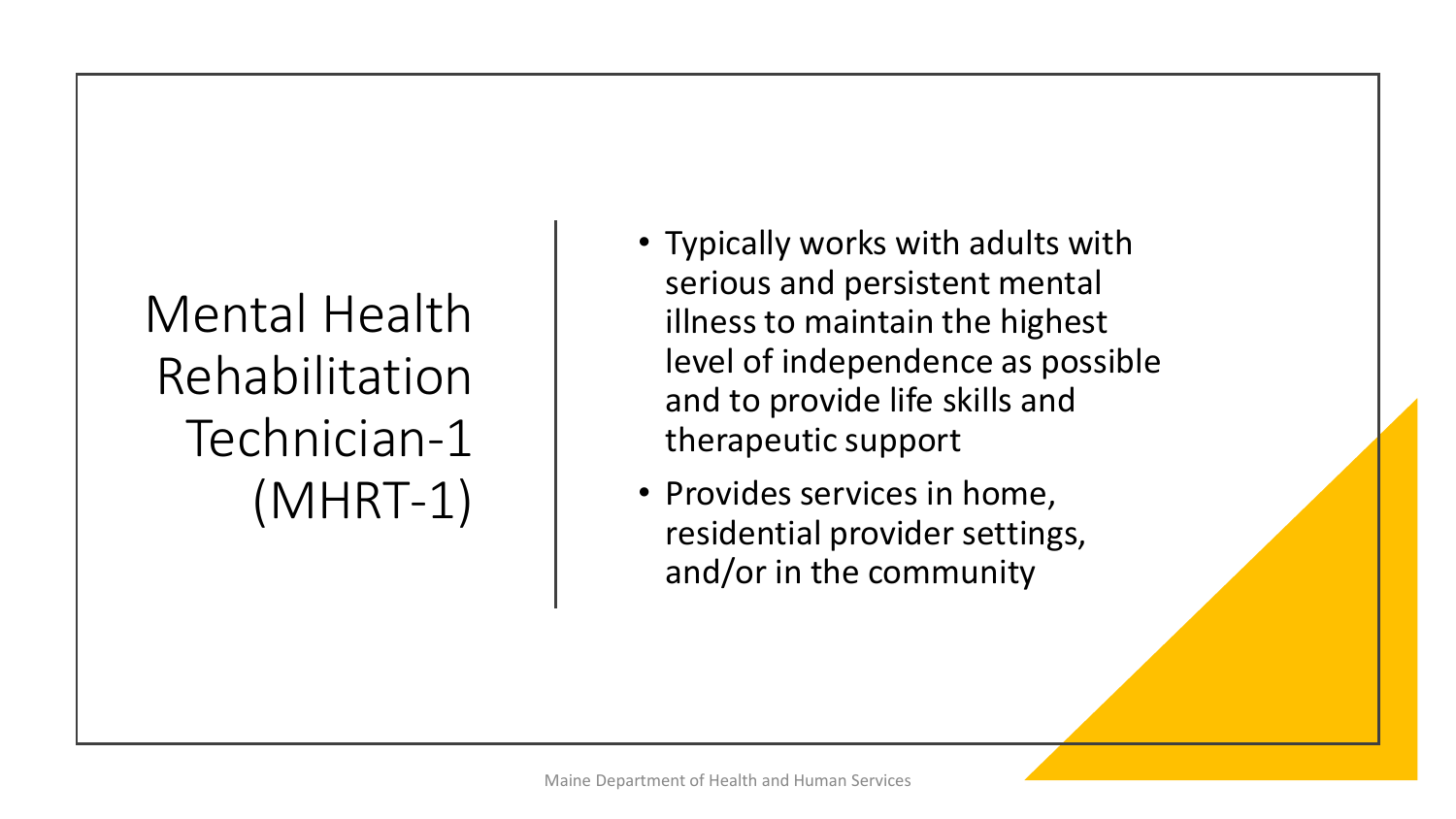# Mental Health Rehabilitation Technician-1 (MHRT-1)

- Typically works with adults with serious and persistent mental illness to maintain the highest level of independence as possible and to provide life skills and therapeutic support
- Provides services in home, residential provider settings, and/or in the community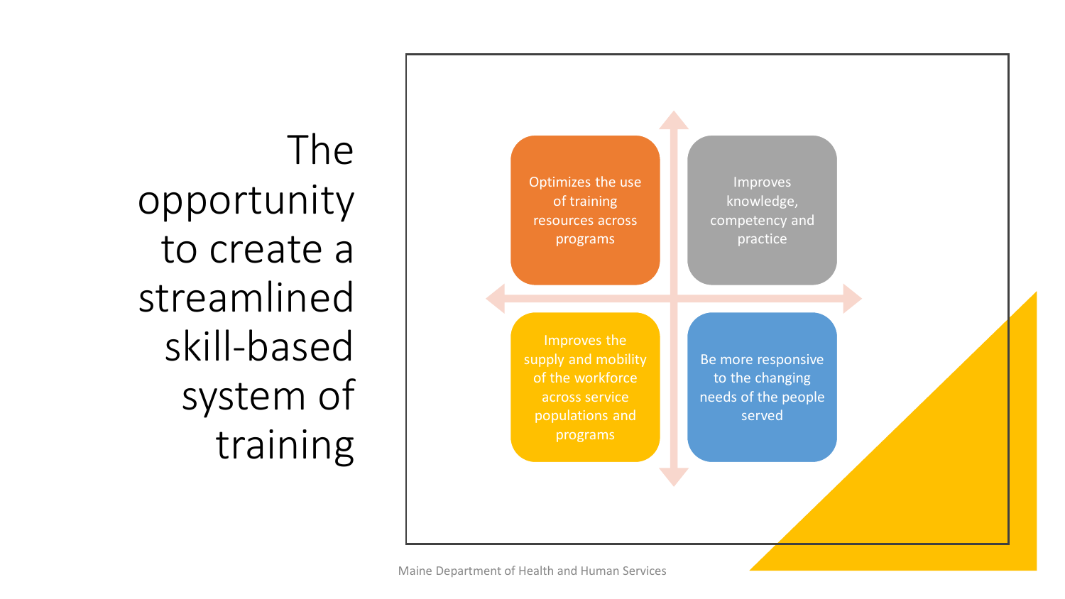# The opportunity to create a streamlined skill-based system of training

- Optimizes the use of training resources across programs
- Improves knowledge, competency and practice
- Improves the supply and mobility of the workforce across service populations and programs
- Be more responsive to the changing needs of the people served

Maine Department of Health and Human Services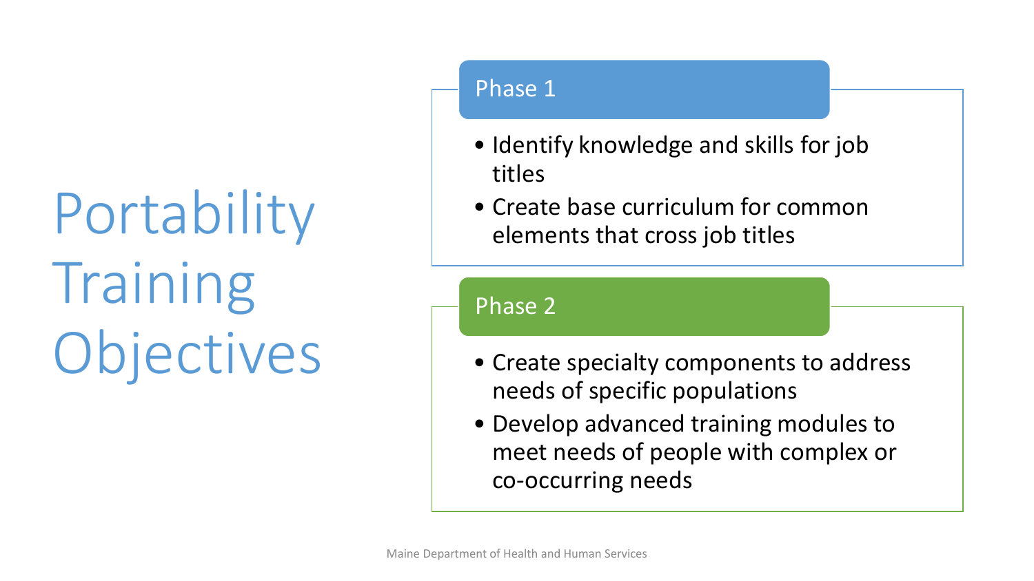# Portability Training Objectives

## Phase 1

- Identify knowledge and skills for job titles
- Create base curriculum for common elements that cross job titles

## Phase 2

- Create specialty components to address needs of specific populations
- Develop advanced training modules to meet needs of people with complex or co-occurring needs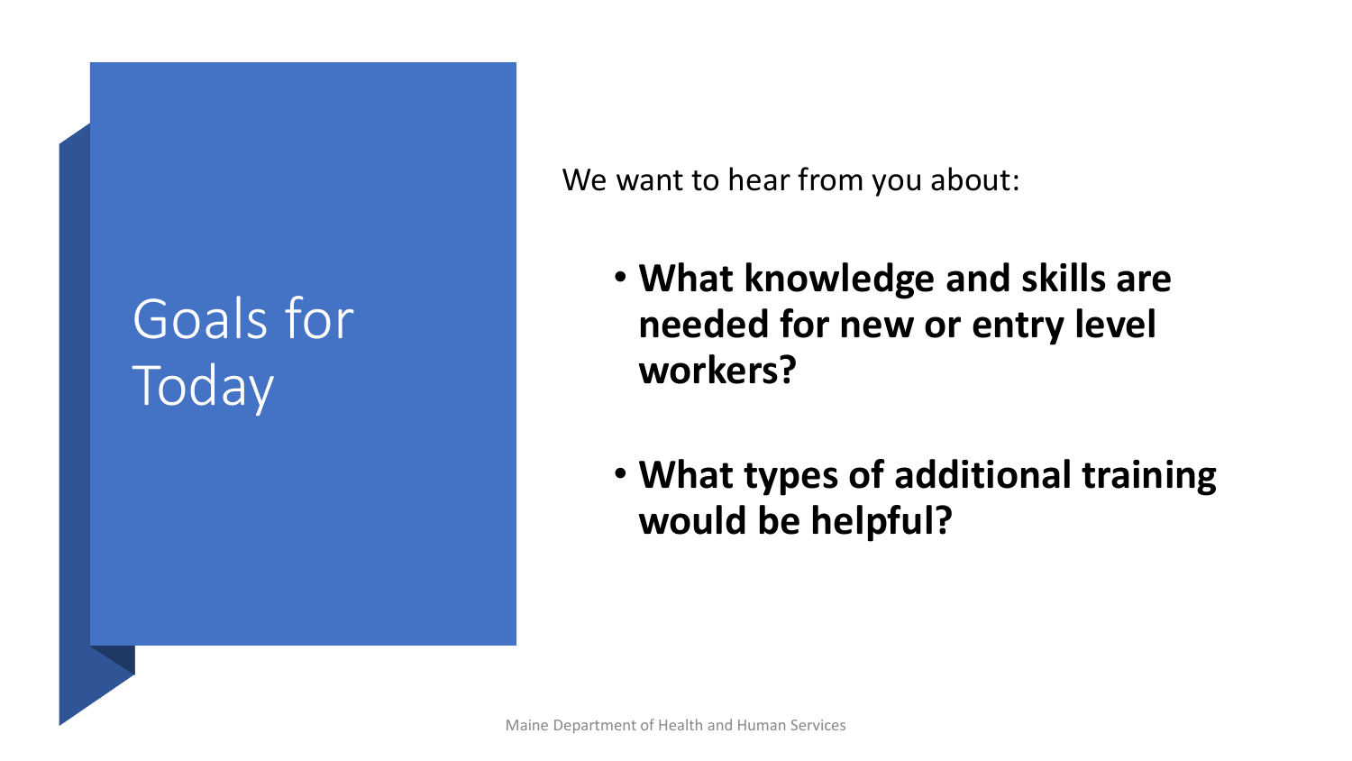# Goals for Today

We want to hear from you about:

- **What knowledge and skills are needed for new or entry level workers?**
- **What types of additional training would be helpful?**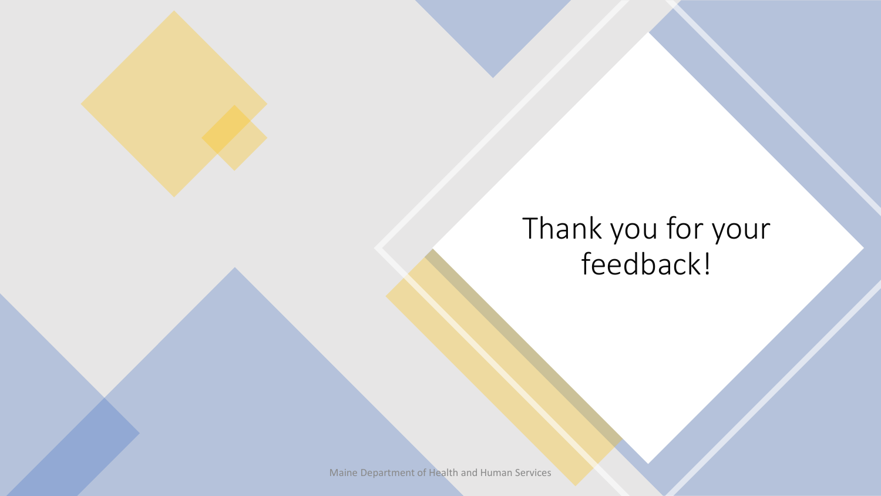# Thank you for your feedback!